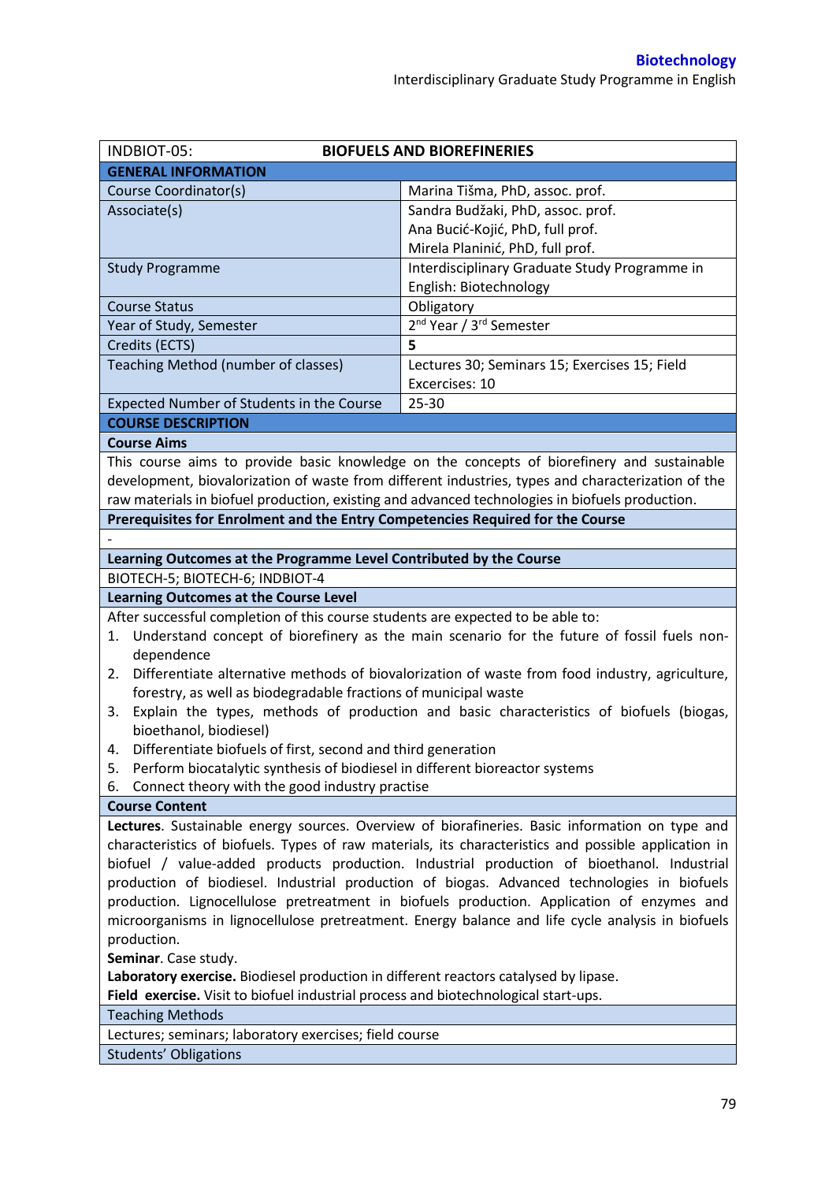| INDBIOT-05: | BIOFUELS AND BIOREFINERIES |
|---|---|
| **GENERAL INFORMATION** | |
| Course Coordinator(s) | Marina Tišma, PhD, assoc. prof. |
| Associate(s) | Sandra Budžaki, PhD, assoc. prof.<br>Ana Bucić-Kojić, PhD, full prof.<br>Mirela Planinić, PhD, full prof. |
| Study Programme | Interdisciplinary Graduate Study Programme in English: Biotechnology |
| Course Status | Obligatory |
| Year of Study, Semester | 2nd Year / 3rd Semester |
| Credits (ECTS) | **5** |
| Teaching Method (number of classes) | Lectures 30; Seminars 15; Exercises 15; Field Excercises: 10 |
| Expected Number of Students in the Course | 25-30 |

**COURSE DESCRIPTION**

**Course Aims**

This course aims to provide basic knowledge on the concepts of biorefinery and sustainable development, biovalorization of waste from different industries, types and characterization of the raw materials in biofuel production, existing and advanced technologies in biofuels production.

**Prerequisites for Enrolment and the Entry Competencies Required for the Course**

-

**Learning Outcomes at the Programme Level Contributed by the Course**

BIOTECH-5; BIOTECH-6; INDBIOT-4

**Learning Outcomes at the Course Level**

After successful completion of this course students are expected to be able to:

1. Understand concept of biorefinery as the main scenario for the future of fossil fuels non-dependence
2. Differentiate alternative methods of biovalorization of waste from food industry, agriculture, forestry, as well as biodegradable fractions of municipal waste
3. Explain the types, methods of production and basic characteristics of biofuels (biogas, bioethanol, biodiesel)
4. Differentiate biofuels of first, second and third generation
5. Perform biocatalytic synthesis of biodiesel in different bioreactor systems
6. Connect theory with the good industry practise

**Course Content**

**Lectures**. Sustainable energy sources. Overview of biorafineries. Basic information on type and characteristics of biofuels. Types of raw materials, its characteristics and possible application in biofuel / value-added products production. Industrial production of bioethanol. Industrial production of biodiesel. Industrial production of biogas. Advanced technologies in biofuels production. Lignocellulose pretreatment in biofuels production. Application of enzymes and microorganisms in lignocellulose pretreatment. Energy balance and life cycle analysis in biofuels production.

**Seminar**. Case study.

**Laboratory exercise.** Biodiesel production in different reactors catalysed by lipase.

**Field exercise.** Visit to biofuel industrial process and biotechnological start-ups.

Teaching Methods

Lectures; seminars; laboratory exercises; field course

Students' Obligations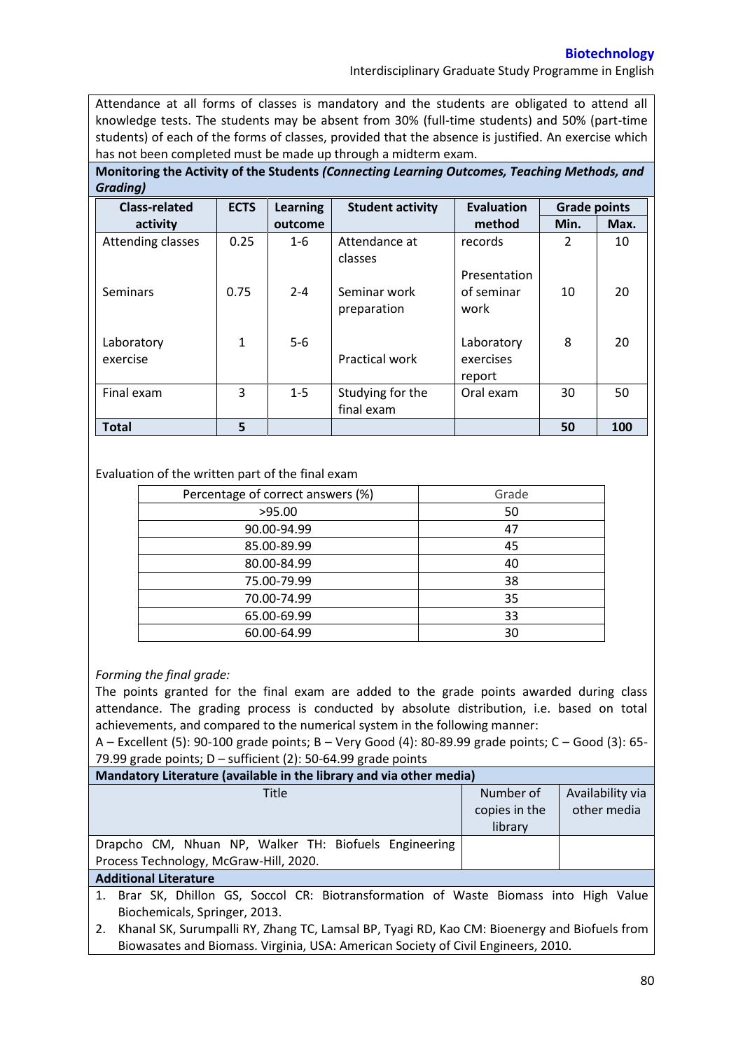Attendance at all forms of classes is mandatory and the students are obligated to attend all knowledge tests. The students may be absent from 30% (full-time students) and 50% (part-time students) of each of the forms of classes, provided that the absence is justified. An exercise which has not been completed must be made up through a midterm exam.

**Monitoring the Activity of the Students *(Connecting Learning Outcomes, Teaching Methods, and Grading)***

| Class-related activity | ECTS | Learning outcome | Student activity | Evaluation method | Grade points | |
|---|---|---|---|---|---|---|
| | | | | | Min. | Max. |
| Attending classes | 0.25 | 1-6 | Attendance at classes | records | 2 | 10 |
| Seminars | 0.75 | 2-4 | Seminar work preparation | Presentation of seminar work | 10 | 20 |
| Laboratory exercise | 1 | 5-6 | Practical work | Laboratory exercises report | 8 | 20 |
| Final exam | 3 | 1-5 | Studying for the final exam | Oral exam | 30 | 50 |
| **Total** | **5** | | | | **50** | **100** |

Evaluation of the written part of the final exam

| Percentage of correct answers (%) | Grade |
|---|---|
| >95.00 | 50 |
| 90.00-94.99 | 47 |
| 85.00-89.99 | 45 |
| 80.00-84.99 | 40 |
| 75.00-79.99 | 38 |
| 70.00-74.99 | 35 |
| 65.00-69.99 | 33 |
| 60.00-64.99 | 30 |

*Forming the final grade:*

The points granted for the final exam are added to the grade points awarded during class attendance. The grading process is conducted by absolute distribution, i.e. based on total achievements, and compared to the numerical system in the following manner:

A – Excellent (5): 90-100 grade points; B – Very Good (4): 80-89.99 grade points; C – Good (3): 65-79.99 grade points; D – sufficient (2): 50-64.99 grade points

**Mandatory Literature (available in the library and via other media)**

| Title | Number of copies in the library | Availability via other media |
|---|---|---|
| Drapcho CM, Nhuan NP, Walker TH: Biofuels Engineering Process Technology, McGraw-Hill, 2020. | | |

**Additional Literature**

1. Brar SK, Dhillon GS, Soccol CR: Biotransformation of Waste Biomass into High Value Biochemicals, Springer, 2013.
2. Khanal SK, Surumpalli RY, Zhang TC, Lamsal BP, Tyagi RD, Kao CM: Bioenergy and Biofuels from Biowasates and Biomass. Virginia, USA: American Society of Civil Engineers, 2010.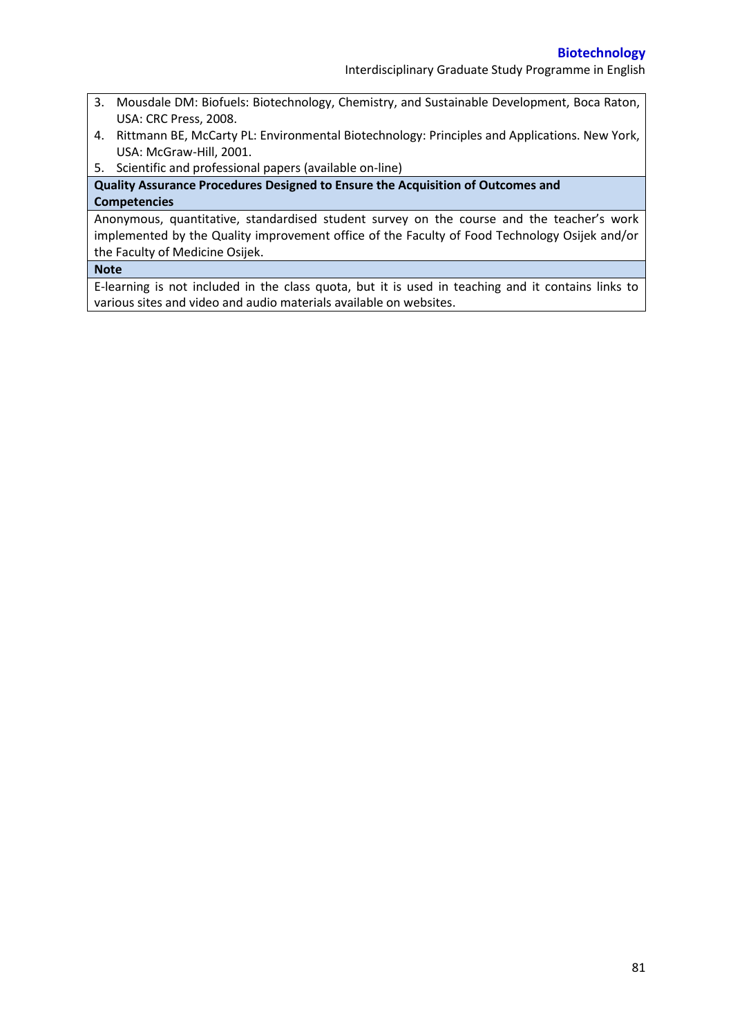3. Mousdale DM: Biofuels: Biotechnology, Chemistry, and Sustainable Development, Boca Raton, USA: CRC Press, 2008.
4. Rittmann BE, McCarty PL: Environmental Biotechnology: Principles and Applications. New York, USA: McGraw-Hill, 2001.
5. Scientific and professional papers (available on-line)

**Quality Assurance Procedures Designed to Ensure the Acquisition of Outcomes and Competencies**

Anonymous, quantitative, standardised student survey on the course and the teacher's work implemented by the Quality improvement office of the Faculty of Food Technology Osijek and/or the Faculty of Medicine Osijek.

**Note**

E-learning is not included in the class quota, but it is used in teaching and it contains links to various sites and video and audio materials available on websites.